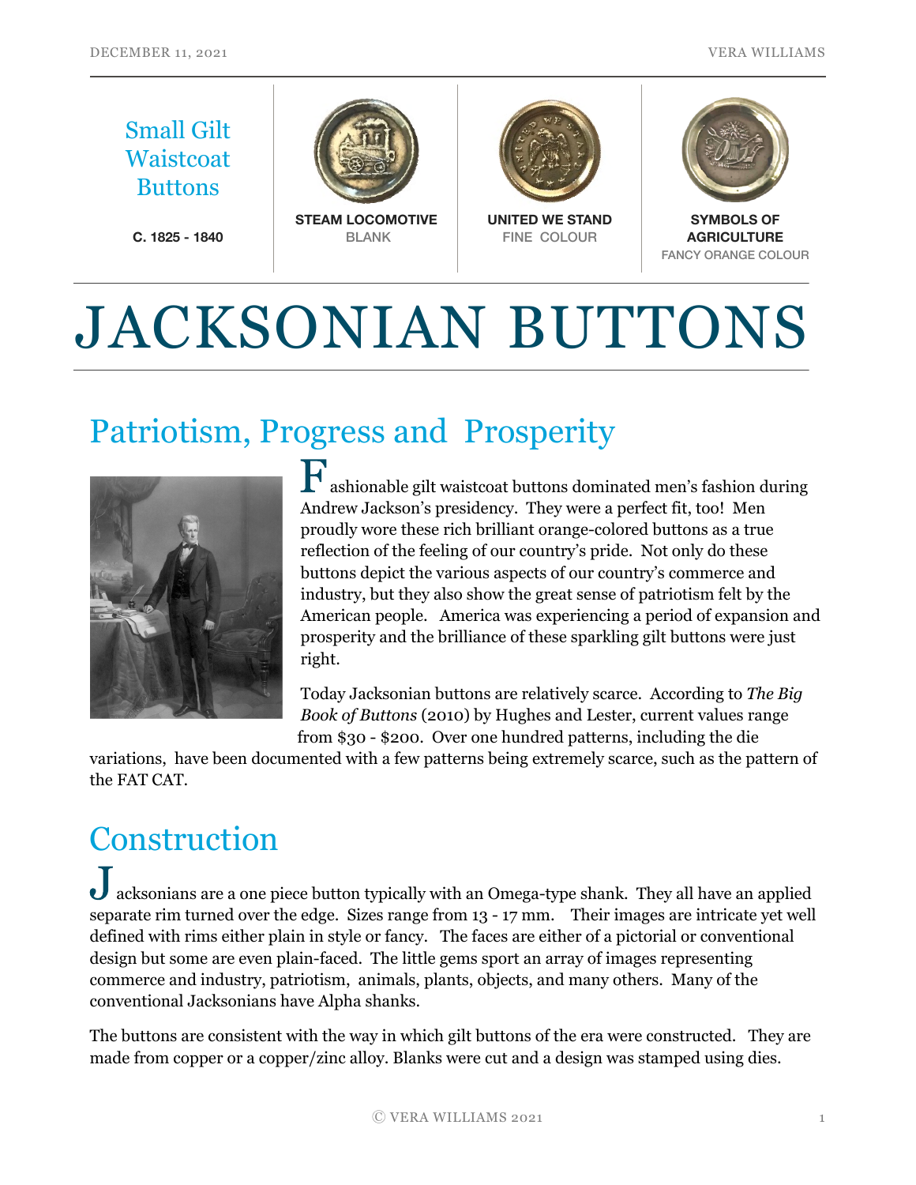Small Gilt Waistcoat Buttons

C. 1825 - 1840

**STEAM LOCOMOTIVE**
BLANK

**UNITED WE STAND**
FINE COLOUR

**SYMBOLS OF AGRICULTURE**
FANCY ORANGE COLOUR

# JACKSONIAN BUTTONS

## Patriotism, Progress and Prosperity

Fashionable gilt waistcoat buttons dominated men's fashion during Andrew Jackson's presidency. They were a perfect fit, too! Men proudly wore these rich brilliant orange-colored buttons as a true reflection of the feeling of our country's pride. Not only do these buttons depict the various aspects of our country's commerce and industry, but they also show the great sense of patriotism felt by the American people. America was experiencing a period of expansion and prosperity and the brilliance of these sparkling gilt buttons were just right.

Today Jacksonian buttons are relatively scarce. According to *The Big Book of Buttons* (2010) by Hughes and Lester, current values range from $30 - $200. Over one hundred patterns, including the die variations, have been documented with a few patterns being extremely scarce, such as the pattern of the FAT CAT.

## Construction

Jacksonians are a one piece button typically with an Omega-type shank. They all have an applied separate rim turned over the edge. Sizes range from 13 - 17 mm. Their images are intricate yet well defined with rims either plain in style or fancy. The faces are either of a pictorial or conventional design but some are even plain-faced. The little gems sport an array of images representing commerce and industry, patriotism, animals, plants, objects, and many others. Many of the conventional Jacksonians have Alpha shanks.

The buttons are consistent with the way in which gilt buttons of the era were constructed. They are made from copper or a copper/zinc alloy. Blanks were cut and a design was stamped using dies.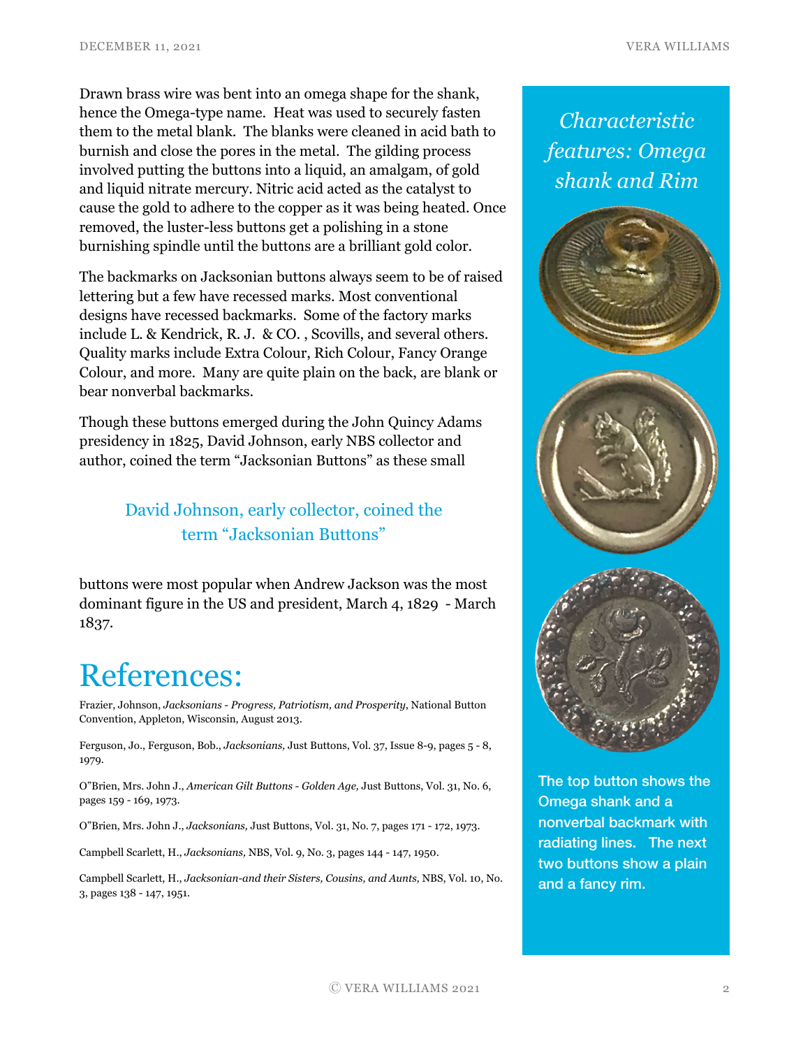Drawn brass wire was bent into an omega shape for the shank, hence the Omega-type name. Heat was used to securely fasten them to the metal blank. The blanks were cleaned in acid bath to burnish and close the pores in the metal. The gilding process involved putting the buttons into a liquid, an amalgam, of gold and liquid nitrate mercury. Nitric acid acted as the catalyst to cause the gold to adhere to the copper as it was being heated. Once removed, the luster-less buttons get a polishing in a stone burnishing spindle until the buttons are a brilliant gold color.

The backmarks on Jacksonian buttons always seem to be of raised lettering but a few have recessed marks. Most conventional designs have recessed backmarks. Some of the factory marks include L. & Kendrick, R. J. & CO. , Scovills, and several others. Quality marks include Extra Colour, Rich Colour, Fancy Orange Colour, and more. Many are quite plain on the back, are blank or bear nonverbal backmarks.

Though these buttons emerged during the John Quincy Adams presidency in 1825, David Johnson, early NBS collector and author, coined the term "Jacksonian Buttons" as these small buttons were most popular when Andrew Jackson was the most dominant figure in the US and president, March 4, 1829 - March 1837.

> David Johnson, early collector, coined the term "Jacksonian Buttons"

*Characteristic features: Omega shank and Rim*

The top button shows the Omega shank and a nonverbal backmark with radiating lines. The next two buttons show a plain and a fancy rim.

# References:

Frazier, Johnson, *Jacksonians - Progress, Patriotism, and Prosperity*, National Button Convention, Appleton, Wisconsin, August 2013.

Ferguson, Jo., Ferguson, Bob., *Jacksonians,* Just Buttons, Vol. 37, Issue 8-9, pages 5 - 8, 1979.

O"Brien, Mrs. John J., *American Gilt Buttons - Golden Age,* Just Buttons, Vol. 31, No. 6, pages 159 - 169, 1973.

O"Brien, Mrs. John J., *Jacksonians,* Just Buttons, Vol. 31, No. 7, pages 171 - 172, 1973.

Campbell Scarlett, H., *Jacksonians,* NBS, Vol. 9, No. 3, pages 144 - 147, 1950.

Campbell Scarlett, H., *Jacksonian-and their Sisters, Cousins, and Aunts,* NBS, Vol. 10, No. 3, pages 138 - 147, 1951.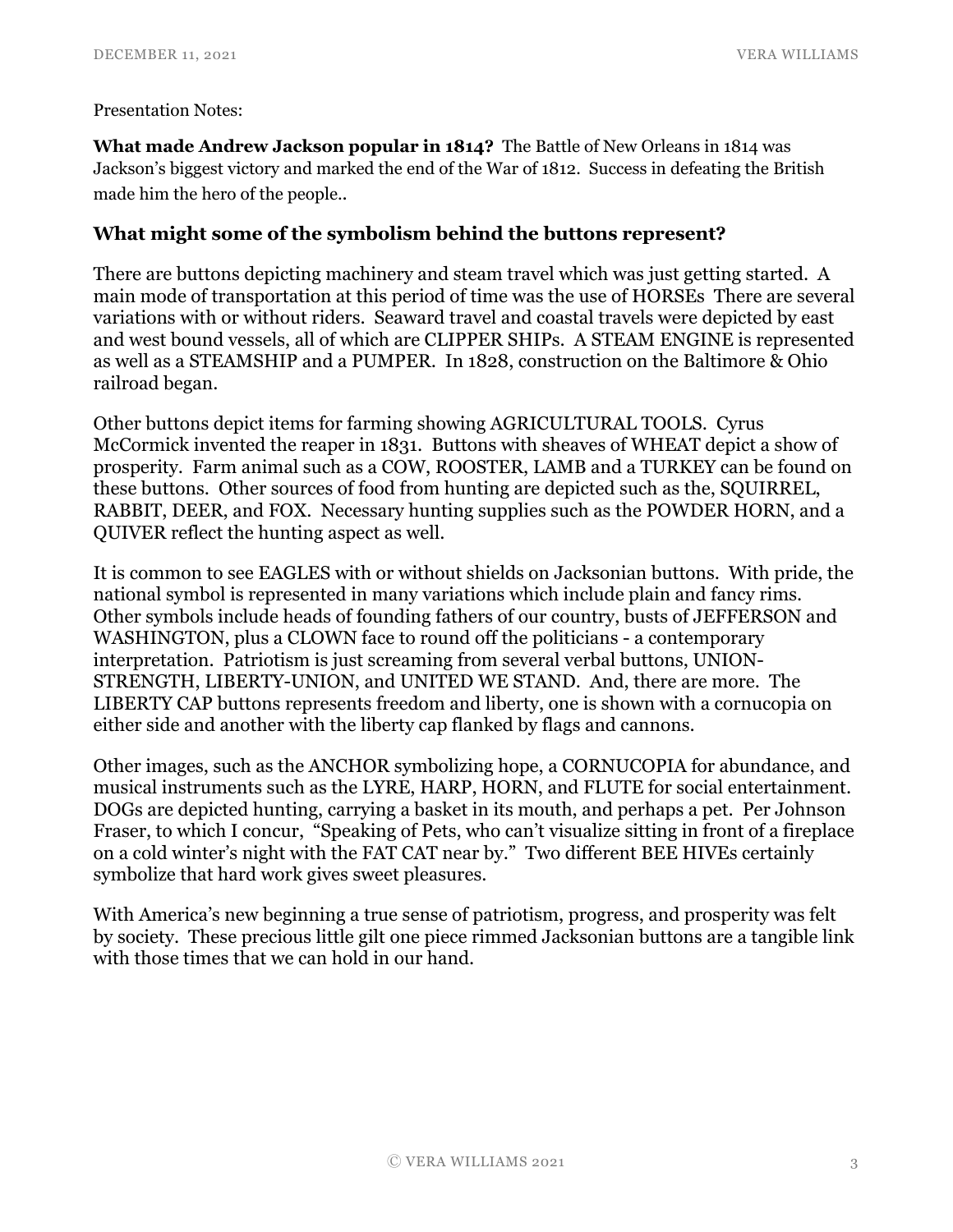Presentation Notes:

**What made Andrew Jackson popular in 1814?** The Battle of New Orleans in 1814 was Jackson's biggest victory and marked the end of the War of 1812. Success in defeating the British made him the hero of the people..

### What might some of the symbolism behind the buttons represent?

There are buttons depicting machinery and steam travel which was just getting started. A main mode of transportation at this period of time was the use of HORSEs There are several variations with or without riders. Seaward travel and coastal travels were depicted by east and west bound vessels, all of which are CLIPPER SHIPs. A STEAM ENGINE is represented as well as a STEAMSHIP and a PUMPER. In 1828, construction on the Baltimore & Ohio railroad began.

Other buttons depict items for farming showing AGRICULTURAL TOOLS. Cyrus McCormick invented the reaper in 1831. Buttons with sheaves of WHEAT depict a show of prosperity. Farm animal such as a COW, ROOSTER, LAMB and a TURKEY can be found on these buttons. Other sources of food from hunting are depicted such as the, SQUIRREL, RABBIT, DEER, and FOX. Necessary hunting supplies such as the POWDER HORN, and a QUIVER reflect the hunting aspect as well.

It is common to see EAGLES with or without shields on Jacksonian buttons. With pride, the national symbol is represented in many variations which include plain and fancy rims. Other symbols include heads of founding fathers of our country, busts of JEFFERSON and WASHINGTON, plus a CLOWN face to round off the politicians - a contemporary interpretation. Patriotism is just screaming from several verbal buttons, UNION-STRENGTH, LIBERTY-UNION, and UNITED WE STAND. And, there are more. The LIBERTY CAP buttons represents freedom and liberty, one is shown with a cornucopia on either side and another with the liberty cap flanked by flags and cannons.

Other images, such as the ANCHOR symbolizing hope, a CORNUCOPIA for abundance, and musical instruments such as the LYRE, HARP, HORN, and FLUTE for social entertainment. DOGs are depicted hunting, carrying a basket in its mouth, and perhaps a pet. Per Johnson Fraser, to which I concur, "Speaking of Pets, who can't visualize sitting in front of a fireplace on a cold winter's night with the FAT CAT near by." Two different BEE HIVEs certainly symbolize that hard work gives sweet pleasures.

With America's new beginning a true sense of patriotism, progress, and prosperity was felt by society. These precious little gilt one piece rimmed Jacksonian buttons are a tangible link with those times that we can hold in our hand.